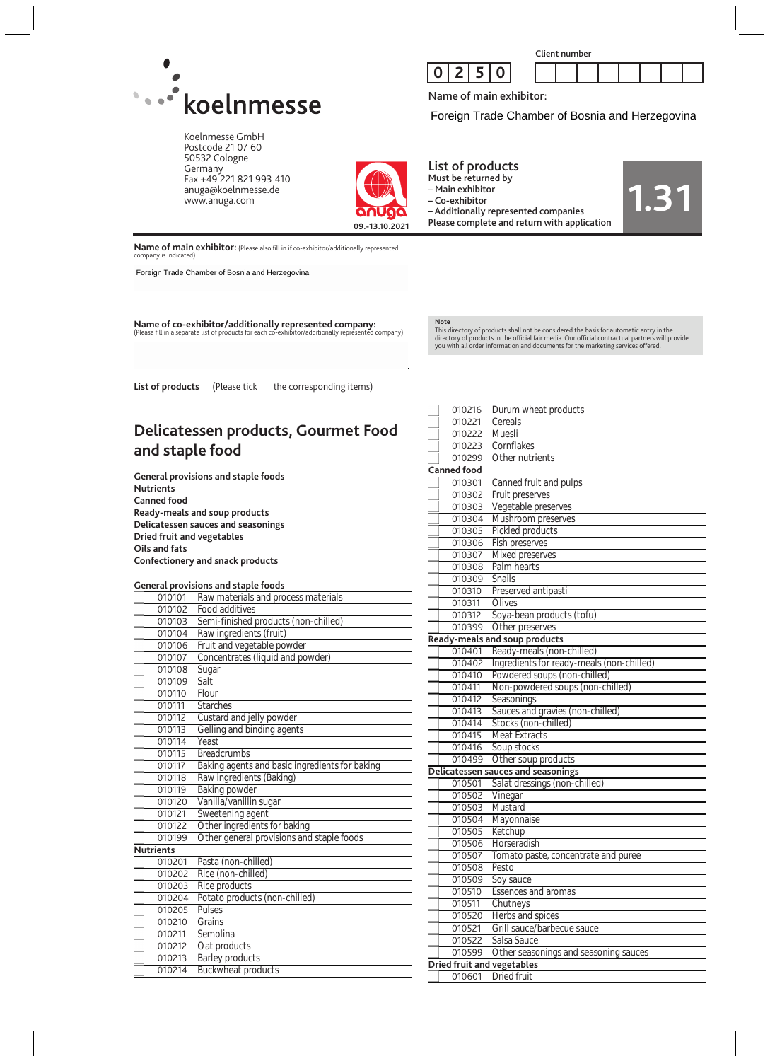Koelnmesse GmbH
Postcode 21 07 60
50532 Cologne
Germany
Fax +49 221 821 993 410
anuga@koelnmesse.de
www.anuga.com

09.-13.10.2021

Client number

| 0 | 2 | 5 | 0 |
|---|---|---|---|

Name of main exhibitor:

Foreign Trade Chamber of Bosnia and Herzegovina

## List of products

Must be returned by
– Main exhibitor
– Co-exhibitor
– Additionally represented companies
Please complete and return with application

**1.31**

**Name of main exhibitor:** (Please also fill in if co-exhibitor/additionally represented company is indicated)

Foreign Trade Chamber of Bosnia and Herzegovina

**Name of co-exhibitor/additionally represented company:**
(Please fill in a separate list of products for each co-exhibitor/additionally represented company)

**Note**
This directory of products shall not be considered the basis for automatic entry in the directory of products in the official fair media. Our official contractual partners will provide you with all order information and documents for the marketing services offered.

**List of products** (Please tick the corresponding items)

# Delicatessen products, Gourmet Food and staple food

**General provisions and staple foods**
**Nutrients**
**Canned food**
**Ready-meals and soup products**
**Delicatessen sauces and seasonings**
**Dried fruit and vegetables**
**Oils and fats**
**Confectionery and snack products**

**General provisions and staple foods**

| | Code | Product |
|---|---|---|
| ☐ | 010101 | Raw materials and process materials |
| ☐ | 010102 | Food additives |
| ☐ | 010103 | Semi-finished products (non-chilled) |
| ☐ | 010104 | Raw ingredients (fruit) |
| ☐ | 010106 | Fruit and vegetable powder |
| ☐ | 010107 | Concentrates (liquid and powder) |
| ☐ | 010108 | Sugar |
| ☐ | 010109 | Salt |
| ☐ | 010110 | Flour |
| ☐ | 010111 | Starches |
| ☐ | 010112 | Custard and jelly powder |
| ☐ | 010113 | Gelling and binding agents |
| ☐ | 010114 | Yeast |
| ☐ | 010115 | Breadcrumbs |
| ☐ | 010117 | Baking agents and basic ingredients for baking |
| ☐ | 010118 | Raw ingredients (Baking) |
| ☐ | 010119 | Baking powder |
| ☐ | 010120 | Vanilla/vanillin sugar |
| ☐ | 010121 | Sweetening agent |
| ☐ | 010122 | Other ingredients for baking |
| ☐ | 010199 | Other general provisions and staple foods |

**Nutrients**

| | Code | Product |
|---|---|---|
| ☐ | 010201 | Pasta (non-chilled) |
| ☐ | 010202 | Rice (non-chilled) |
| ☐ | 010203 | Rice products |
| ☐ | 010204 | Potato products (non-chilled) |
| ☐ | 010205 | Pulses |
| ☐ | 010210 | Grains |
| ☐ | 010211 | Semolina |
| ☐ | 010212 | Oat products |
| ☐ | 010213 | Barley products |
| ☐ | 010214 | Buckwheat products |
| ☐ | 010216 | Durum wheat products |
| ☐ | 010221 | Cereals |
| ☐ | 010222 | Muesli |
| ☐ | 010223 | Cornflakes |
| ☐ | 010299 | Other nutrients |

**Canned food**

| | Code | Product |
|---|---|---|
| ☐ | 010301 | Canned fruit and pulps |
| ☐ | 010302 | Fruit preserves |
| ☐ | 010303 | Vegetable preserves |
| ☐ | 010304 | Mushroom preserves |
| ☐ | 010305 | Pickled products |
| ☐ | 010306 | Fish preserves |
| ☐ | 010307 | Mixed preserves |
| ☐ | 010308 | Palm hearts |
| ☐ | 010309 | Snails |
| ☐ | 010310 | Preserved antipasti |
| ☐ | 010311 | Olives |
| ☐ | 010312 | Soya-bean products (tofu) |
| ☐ | 010399 | Other preserves |

**Ready-meals and soup products**

| | Code | Product |
|---|---|---|
| ☐ | 010401 | Ready-meals (non-chilled) |
| ☐ | 010402 | Ingredients for ready-meals (non-chilled) |
| ☐ | 010410 | Powdered soups (non-chilled) |
| ☐ | 010411 | Non-powdered soups (non-chilled) |
| ☐ | 010412 | Seasonings |
| ☐ | 010413 | Sauces and gravies (non-chilled) |
| ☐ | 010414 | Stocks (non-chilled) |
| ☐ | 010415 | Meat Extracts |
| ☐ | 010416 | Soup stocks |
| ☐ | 010499 | Other soup products |

**Delicatessen sauces and seasonings**

| | Code | Product |
|---|---|---|
| ☐ | 010501 | Salat dressings (non-chilled) |
| ☐ | 010502 | Vinegar |
| ☐ | 010503 | Mustard |
| ☐ | 010504 | Mayonnaise |
| ☐ | 010505 | Ketchup |
| ☐ | 010506 | Horseradish |
| ☐ | 010507 | Tomato paste, concentrate and puree |
| ☐ | 010508 | Pesto |
| ☐ | 010509 | Soy sauce |
| ☐ | 010510 | Essences and aromas |
| ☐ | 010511 | Chutneys |
| ☐ | 010520 | Herbs and spices |
| ☐ | 010521 | Grill sauce/barbecue sauce |
| ☐ | 010522 | Salsa Sauce |
| ☐ | 010599 | Other seasonings and seasoning sauces |

**Dried fruit and vegetables**

| | Code | Product |
|---|---|---|
| ☐ | 010601 | Dried fruit |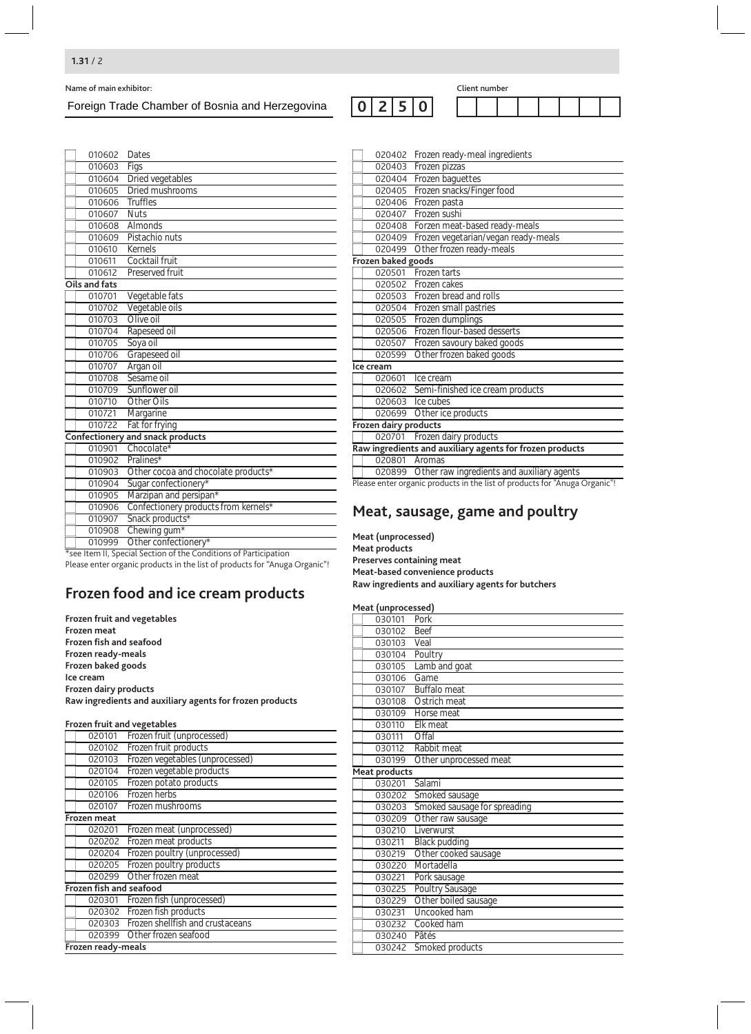1.31 / 2

Name of main exhibitor: Foreign Trade Chamber of Bosnia and Herzegovina

0 2 5 0

Client number

| | Code | Product |
|---|---|---|
| | 010602 | Dates |
| | 010603 | Figs |
| | 010604 | Dried vegetables |
| | 010605 | Dried mushrooms |
| | 010606 | Truffles |
| | 010607 | Nuts |
| | 010608 | Almonds |
| | 010609 | Pistachio nuts |
| | 010610 | Kernels |
| | 010611 | Cocktail fruit |
| | 010612 | Preserved fruit |

**Oils and fats**

| | Code | Product |
|---|---|---|
| | 010701 | Vegetable fats |
| | 010702 | Vegetable oils |
| | 010703 | Olive oil |
| | 010704 | Rapeseed oil |
| | 010705 | Soya oil |
| | 010706 | Grapeseed oil |
| | 010707 | Argan oil |
| | 010708 | Sesame oil |
| | 010709 | Sunflower oil |
| | 010710 | Other Oils |
| | 010721 | Margarine |
| | 010722 | Fat for frying |

**Confectionery and snack products**

| | Code | Product |
|---|---|---|
| | 010901 | Chocolate* |
| | 010902 | Pralines* |
| | 010903 | Other cocoa and chocolate products* |
| | 010904 | Sugar confectionery* |
| | 010905 | Marzipan and persipan* |
| | 010906 | Confectionery products from kernels* |
| | 010907 | Snack products* |
| | 010908 | Chewing gum* |
| | 010999 | Other confectionery* |

*see Item II, Special Section of the Conditions of Participation

Please enter organic products in the list of products for "Anuga Organic"!

## Frozen food and ice cream products

**Frozen fruit and vegetables**
**Frozen meat**
**Frozen fish and seafood**
**Frozen ready-meals**
**Frozen baked goods**
**Ice cream**
**Frozen dairy products**
**Raw ingredients and auxiliary agents for frozen products**

**Frozen fruit and vegetables**

| | Code | Product |
|---|---|---|
| | 020101 | Frozen fruit (unprocessed) |
| | 020102 | Frozen fruit products |
| | 020103 | Frozen vegetables (unprocessed) |
| | 020104 | Frozen vegetable products |
| | 020105 | Frozen potato products |
| | 020106 | Frozen herbs |
| | 020107 | Frozen mushrooms |

**Frozen meat**

| | Code | Product |
|---|---|---|
| | 020201 | Frozen meat (unprocessed) |
| | 020202 | Frozen meat products |
| | 020204 | Frozen poultry (unprocessed) |
| | 020205 | Frozen poultry products |
| | 020299 | Other frozen meat |

**Frozen fish and seafood**

| | Code | Product |
|---|---|---|
| | 020301 | Frozen fish (unprocessed) |
| | 020302 | Frozen fish products |
| | 020303 | Frozen shellfish and crustaceans |
| | 020399 | Other frozen seafood |

**Frozen ready-meals**

| | Code | Product |
|---|---|---|
| | 020402 | Frozen ready-meal ingredients |
| | 020403 | Frozen pizzas |
| | 020404 | Frozen baguettes |
| | 020405 | Frozen snacks/Finger food |
| | 020406 | Frozen pasta |
| | 020407 | Frozen sushi |
| | 020408 | Forzen meat-based ready-meals |
| | 020409 | Frozen vegetarian/vegan ready-meals |
| | 020499 | Other frozen ready-meals |

**Frozen baked goods**

| | Code | Product |
|---|---|---|
| | 020501 | Frozen tarts |
| | 020502 | Frozen cakes |
| | 020503 | Frozen bread and rolls |
| | 020504 | Frozen small pastries |
| | 020505 | Frozen dumplings |
| | 020506 | Frozen flour-based desserts |
| | 020507 | Frozen savoury baked goods |
| | 020599 | Other frozen baked goods |

**Ice cream**

| | Code | Product |
|---|---|---|
| | 020601 | Ice cream |
| | 020602 | Semi-finished ice cream products |
| | 020603 | Ice cubes |
| | 020699 | Other ice products |

**Frozen dairy products**

| | Code | Product |
|---|---|---|
| | 020701 | Frozen dairy products |

**Raw ingredients and auxiliary agents for frozen products**

| | Code | Product |
|---|---|---|
| | 020801 | Aromas |
| | 020899 | Other raw ingredients and auxiliary agents |

Please enter organic products in the list of products for "Anuga Organic"!

## Meat, sausage, game and poultry

**Meat (unprocessed)**
**Meat products**
**Preserves containing meat**
**Meat-based convenience products**
**Raw ingredients and auxiliary agents for butchers**

**Meat (unprocessed)**

| | Code | Product |
|---|---|---|
| | 030101 | Pork |
| | 030102 | Beef |
| | 030103 | Veal |
| | 030104 | Poultry |
| | 030105 | Lamb and goat |
| | 030106 | Game |
| | 030107 | Buffalo meat |
| | 030108 | Ostrich meat |
| | 030109 | Horse meat |
| | 030110 | Elk meat |
| | 030111 | Offal |
| | 030112 | Rabbit meat |
| | 030199 | Other unprocessed meat |

**Meat products**

| | Code | Product |
|---|---|---|
| | 030201 | Salami |
| | 030202 | Smoked sausage |
| | 030203 | Smoked sausage for spreading |
| | 030209 | Other raw sausage |
| | 030210 | Liverwurst |
| | 030211 | Black pudding |
| | 030219 | Other cooked sausage |
| | 030220 | Mortadella |
| | 030221 | Pork sausage |
| | 030225 | Poultry Sausage |
| | 030229 | Other boiled sausage |
| | 030231 | Uncooked ham |
| | 030232 | Cooked ham |
| | 030240 | Pâtés |
| | 030242 | Smoked products |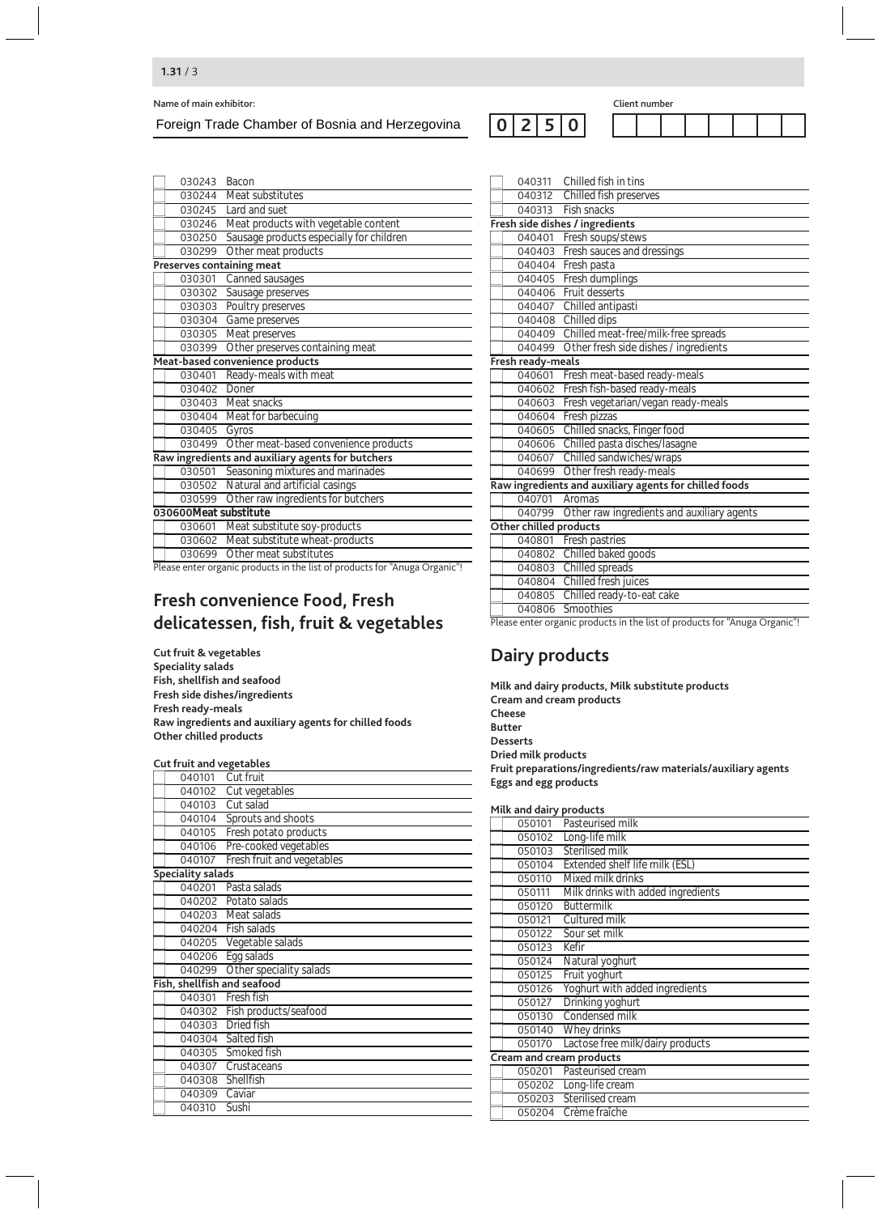Name of main exhibitor: Foreign Trade Chamber of Bosnia and Herzegovina | 0250 | Client number

| | Code | Product |
|---|---|---|
| | 030243 | Bacon |
| | 030244 | Meat substitutes |
| | 030245 | Lard and suet |
| | 030246 | Meat products with vegetable content |
| | 030250 | Sausage products especially for children |
| | 030299 | Other meat products |
| **Preserves containing meat** | | |
| | 030301 | Canned sausages |
| | 030302 | Sausage preserves |
| | 030303 | Poultry preserves |
| | 030304 | Game preserves |
| | 030305 | Meat preserves |
| | 030399 | Other preserves containing meat |
| **Meat-based convenience products** | | |
| | 030401 | Ready-meals with meat |
| | 030402 | Doner |
| | 030403 | Meat snacks |
| | 030404 | Meat for barbecuing |
| | 030405 | Gyros |
| | 030499 | Other meat-based convenience products |
| **Raw ingredients and auxiliary agents for butchers** | | |
| | 030501 | Seasoning mixtures and marinades |
| | 030502 | Natural and artificial casings |
| | 030599 | Other raw ingredients for butchers |
| **030600Meat substitute** | | |
| | 030601 | Meat substitute soy-products |
| | 030602 | Meat substitute wheat-products |
| | 030699 | Other meat substitutes |

Please enter organic products in the list of products for "Anuga Organic"!

## Fresh convenience Food, Fresh delicatessen, fish, fruit & vegetables

**Cut fruit & vegetables**
**Speciality salads**
**Fish, shellfish and seafood**
**Fresh side dishes/ingredients**
**Fresh ready-meals**
**Raw ingredients and auxiliary agents for chilled foods**
**Other chilled products**

| | Code | Product |
|---|---|---|
| **Cut fruit and vegetables** | | |
| | 040101 | Cut fruit |
| | 040102 | Cut vegetables |
| | 040103 | Cut salad |
| | 040104 | Sprouts and shoots |
| | 040105 | Fresh potato products |
| | 040106 | Pre-cooked vegetables |
| | 040107 | Fresh fruit and vegetables |
| **Speciality salads** | | |
| | 040201 | Pasta salads |
| | 040202 | Potato salads |
| | 040203 | Meat salads |
| | 040204 | Fish salads |
| | 040205 | Vegetable salads |
| | 040206 | Egg salads |
| | 040299 | Other speciality salads |
| **Fish, shellfish and seafood** | | |
| | 040301 | Fresh fish |
| | 040302 | Fish products/seafood |
| | 040303 | Dried fish |
| | 040304 | Salted fish |
| | 040305 | Smoked fish |
| | 040307 | Crustaceans |
| | 040308 | Shellfish |
| | 040309 | Caviar |
| | 040310 | Sushi |
| | 040311 | Chilled fish in tins |
| | 040312 | Chilled fish preserves |
| | 040313 | Fish snacks |
| **Fresh side dishes / ingredients** | | |
| | 040401 | Fresh soups/stews |
| | 040403 | Fresh sauces and dressings |
| | 040404 | Fresh pasta |
| | 040405 | Fresh dumplings |
| | 040406 | Fruit desserts |
| | 040407 | Chilled antipasti |
| | 040408 | Chilled dips |
| | 040409 | Chilled meat-free/milk-free spreads |
| | 040499 | Other fresh side dishes / ingredients |
| **Fresh ready-meals** | | |
| | 040601 | Fresh meat-based ready-meals |
| | 040602 | Fresh fish-based ready-meals |
| | 040603 | Fresh vegetarian/vegan ready-meals |
| | 040604 | Fresh pizzas |
| | 040605 | Chilled snacks, Finger food |
| | 040606 | Chilled pasta disches/lasagne |
| | 040607 | Chilled sandwiches/wraps |
| | 040699 | Other fresh ready-meals |
| **Raw ingredients and auxiliary agents for chilled foods** | | |
| | 040701 | Aromas |
| | 040799 | Other raw ingredients and auxiliary agents |
| **Other chilled products** | | |
| | 040801 | Fresh pastries |
| | 040802 | Chilled baked goods |
| | 040803 | Chilled spreads |
| | 040804 | Chilled fresh juices |
| | 040805 | Chilled ready-to-eat cake |
| | 040806 | Smoothies |

Please enter organic products in the list of products for "Anuga Organic"!

## Dairy products

**Milk and dairy products, Milk substitute products**
**Cream and cream products**
**Cheese**
**Butter**
**Desserts**
**Dried milk products**
**Fruit preparations/ingredients/raw materials/auxiliary agents**
**Eggs and egg products**

| | Code | Product |
|---|---|---|
| **Milk and dairy products** | | |
| | 050101 | Pasteurised milk |
| | 050102 | Long-life milk |
| | 050103 | Sterilised milk |
| | 050104 | Extended shelf life milk (ESL) |
| | 050110 | Mixed milk drinks |
| | 050111 | Milk drinks with added ingredients |
| | 050120 | Buttermilk |
| | 050121 | Cultured milk |
| | 050122 | Sour set milk |
| | 050123 | Kefir |
| | 050124 | Natural yoghurt |
| | 050125 | Fruit yoghurt |
| | 050126 | Yoghurt with added ingredients |
| | 050127 | Drinking yoghurt |
| | 050130 | Condensed milk |
| | 050140 | Whey drinks |
| | 050170 | Lactose free milk/dairy products |
| **Cream and cream products** | | |
| | 050201 | Pasteurised cream |
| | 050202 | Long-life cream |
| | 050203 | Sterilised cream |
| | 050204 | Crème fraîche |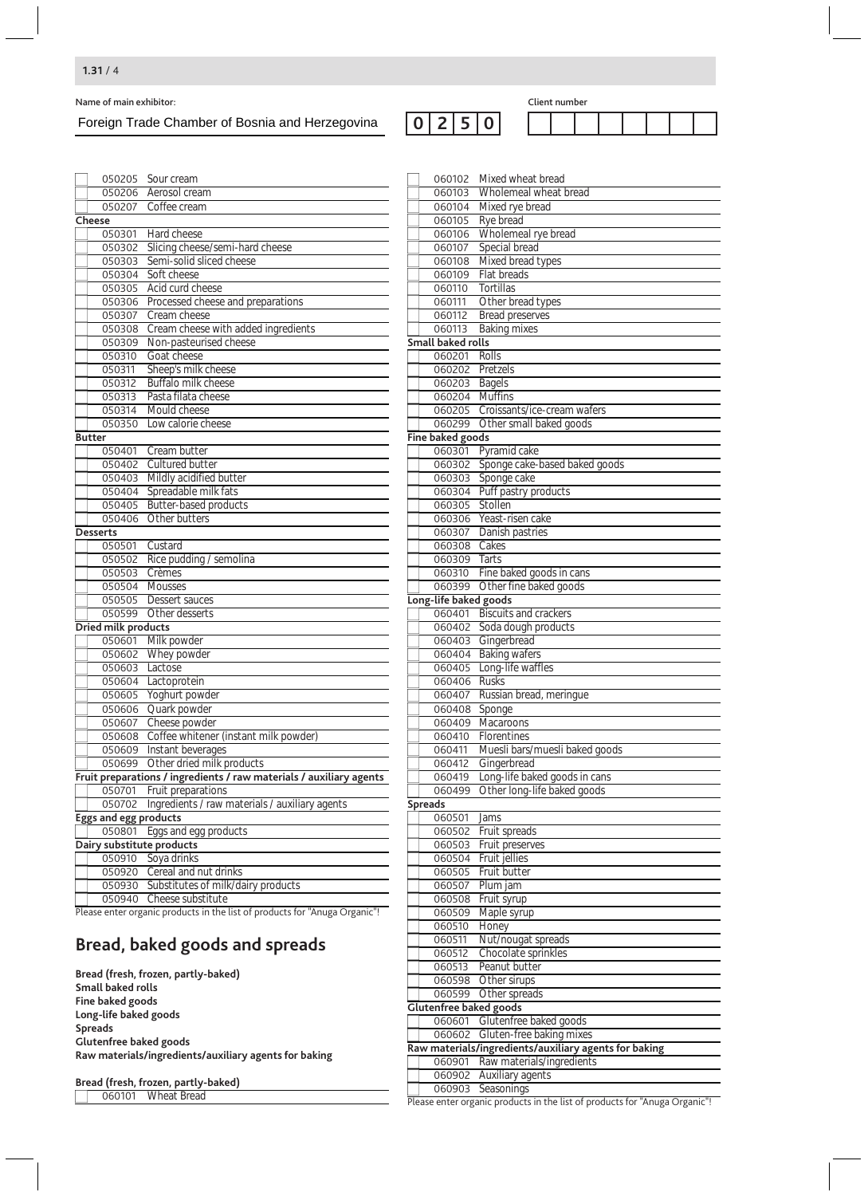Name of main exhibitor: Foreign Trade Chamber of Bosnia and Herzegovina

0250

Client number

| | Code | Product |
|---|---|---|
| ☐ | 050205 | Sour cream |
| ☐ | 050206 | Aerosol cream |
| ☐ | 050207 | Coffee cream |

**Cheese**

| | Code | Product |
|---|---|---|
| ☐ | 050301 | Hard cheese |
| ☐ | 050302 | Slicing cheese/semi-hard cheese |
| ☐ | 050303 | Semi-solid sliced cheese |
| ☐ | 050304 | Soft cheese |
| ☐ | 050305 | Acid curd cheese |
| ☐ | 050306 | Processed cheese and preparations |
| ☐ | 050307 | Cream cheese |
| ☐ | 050308 | Cream cheese with added ingredients |
| ☐ | 050309 | Non-pasteurised cheese |
| ☐ | 050310 | Goat cheese |
| ☐ | 050311 | Sheep's milk cheese |
| ☐ | 050312 | Buffalo milk cheese |
| ☐ | 050313 | Pasta filata cheese |
| ☐ | 050314 | Mould cheese |
| ☐ | 050350 | Low calorie cheese |

**Butter**

| | Code | Product |
|---|---|---|
| ☐ | 050401 | Cream butter |
| ☐ | 050402 | Cultured butter |
| ☐ | 050403 | Mildly acidified butter |
| ☐ | 050404 | Spreadable milk fats |
| ☐ | 050405 | Butter-based products |
| ☐ | 050406 | Other butters |

**Desserts**

| | Code | Product |
|---|---|---|
| ☐ | 050501 | Custard |
| ☐ | 050502 | Rice pudding / semolina |
| ☐ | 050503 | Crèmes |
| ☐ | 050504 | Mousses |
| ☐ | 050505 | Dessert sauces |
| ☐ | 050599 | Other desserts |

**Dried milk products**

| | Code | Product |
|---|---|---|
| ☐ | 050601 | Milk powder |
| ☐ | 050602 | Whey powder |
| ☐ | 050603 | Lactose |
| ☐ | 050604 | Lactoprotein |
| ☐ | 050605 | Yoghurt powder |
| ☐ | 050606 | Quark powder |
| ☐ | 050607 | Cheese powder |
| ☐ | 050608 | Coffee whitener (instant milk powder) |
| ☐ | 050609 | Instant beverages |
| ☐ | 050699 | Other dried milk products |

**Fruit preparations / ingredients / raw materials / auxiliary agents**

| | Code | Product |
|---|---|---|
| ☐ | 050701 | Fruit preparations |
| ☐ | 050702 | Ingredients / raw materials / auxiliary agents |

**Eggs and egg products**

| | Code | Product |
|---|---|---|
| ☐ | 050801 | Eggs and egg products |

**Dairy substitute products**

| | Code | Product |
|---|---|---|
| ☐ | 050910 | Soya drinks |
| ☐ | 050920 | Cereal and nut drinks |
| ☐ | 050930 | Substitutes of milk/dairy products |
| ☐ | 050940 | Cheese substitute |

Please enter organic products in the list of products for "Anuga Organic"!

## Bread, baked goods and spreads

**Bread (fresh, frozen, partly-baked)**
**Small baked rolls**
**Fine baked goods**
**Long-life baked goods**
**Spreads**
**Glutenfree baked goods**
**Raw materials/ingredients/auxiliary agents for baking**

**Bread (fresh, frozen, partly-baked)**

| | Code | Product |
|---|---|---|
| ☐ | 060101 | Wheat Bread |
| ☐ | 060102 | Mixed wheat bread |
| ☐ | 060103 | Wholemeal wheat bread |
| ☐ | 060104 | Mixed rye bread |
| ☐ | 060105 | Rye bread |
| ☐ | 060106 | Wholemeal rye bread |
| ☐ | 060107 | Special bread |
| ☐ | 060108 | Mixed bread types |
| ☐ | 060109 | Flat breads |
| ☐ | 060110 | Tortillas |
| ☐ | 060111 | Other bread types |
| ☐ | 060112 | Bread preserves |
| ☐ | 060113 | Baking mixes |

**Small baked rolls**

| | Code | Product |
|---|---|---|
| ☐ | 060201 | Rolls |
| ☐ | 060202 | Pretzels |
| ☐ | 060203 | Bagels |
| ☐ | 060204 | Muffins |
| ☐ | 060205 | Croissants/ice-cream wafers |
| ☐ | 060299 | Other small baked goods |

**Fine baked goods**

| | Code | Product |
|---|---|---|
| ☐ | 060301 | Pyramid cake |
| ☐ | 060302 | Sponge cake-based baked goods |
| ☐ | 060303 | Sponge cake |
| ☐ | 060304 | Puff pastry products |
| ☐ | 060305 | Stollen |
| ☐ | 060306 | Yeast-risen cake |
| ☐ | 060307 | Danish pastries |
| ☐ | 060308 | Cakes |
| ☐ | 060309 | Tarts |
| ☐ | 060310 | Fine baked goods in cans |
| ☐ | 060399 | Other fine baked goods |

**Long-life baked goods**

| | Code | Product |
|---|---|---|
| ☐ | 060401 | Biscuits and crackers |
| ☐ | 060402 | Soda dough products |
| ☐ | 060403 | Gingerbread |
| ☐ | 060404 | Baking wafers |
| ☐ | 060405 | Long-life waffles |
| ☐ | 060406 | Rusks |
| ☐ | 060407 | Russian bread, meringue |
| ☐ | 060408 | Sponge |
| ☐ | 060409 | Macaroons |
| ☐ | 060410 | Florentines |
| ☐ | 060411 | Muesli bars/muesli baked goods |
| ☐ | 060412 | Gingerbread |
| ☐ | 060419 | Long-life baked goods in cans |
| ☐ | 060499 | Other long-life baked goods |

**Spreads**

| | Code | Product |
|---|---|---|
| ☐ | 060501 | Jams |
| ☐ | 060502 | Fruit spreads |
| ☐ | 060503 | Fruit preserves |
| ☐ | 060504 | Fruit jellies |
| ☐ | 060505 | Fruit butter |
| ☐ | 060507 | Plum jam |
| ☐ | 060508 | Fruit syrup |
| ☐ | 060509 | Maple syrup |
| ☐ | 060510 | Honey |
| ☐ | 060511 | Nut/nougat spreads |
| ☐ | 060512 | Chocolate sprinkles |
| ☐ | 060513 | Peanut butter |
| ☐ | 060598 | Other sirups |
| ☐ | 060599 | Other spreads |

**Glutenfree baked goods**

| | Code | Product |
|---|---|---|
| ☐ | 060601 | Glutenfree baked goods |
| ☐ | 060602 | Gluten-free baking mixes |

**Raw materials/ingredients/auxiliary agents for baking**

| | Code | Product |
|---|---|---|
| ☐ | 060901 | Raw materials/ingredients |
| ☐ | 060902 | Auxiliary agents |
| ☐ | 060903 | Seasonings |

Please enter organic products in the list of products for "Anuga Organic"!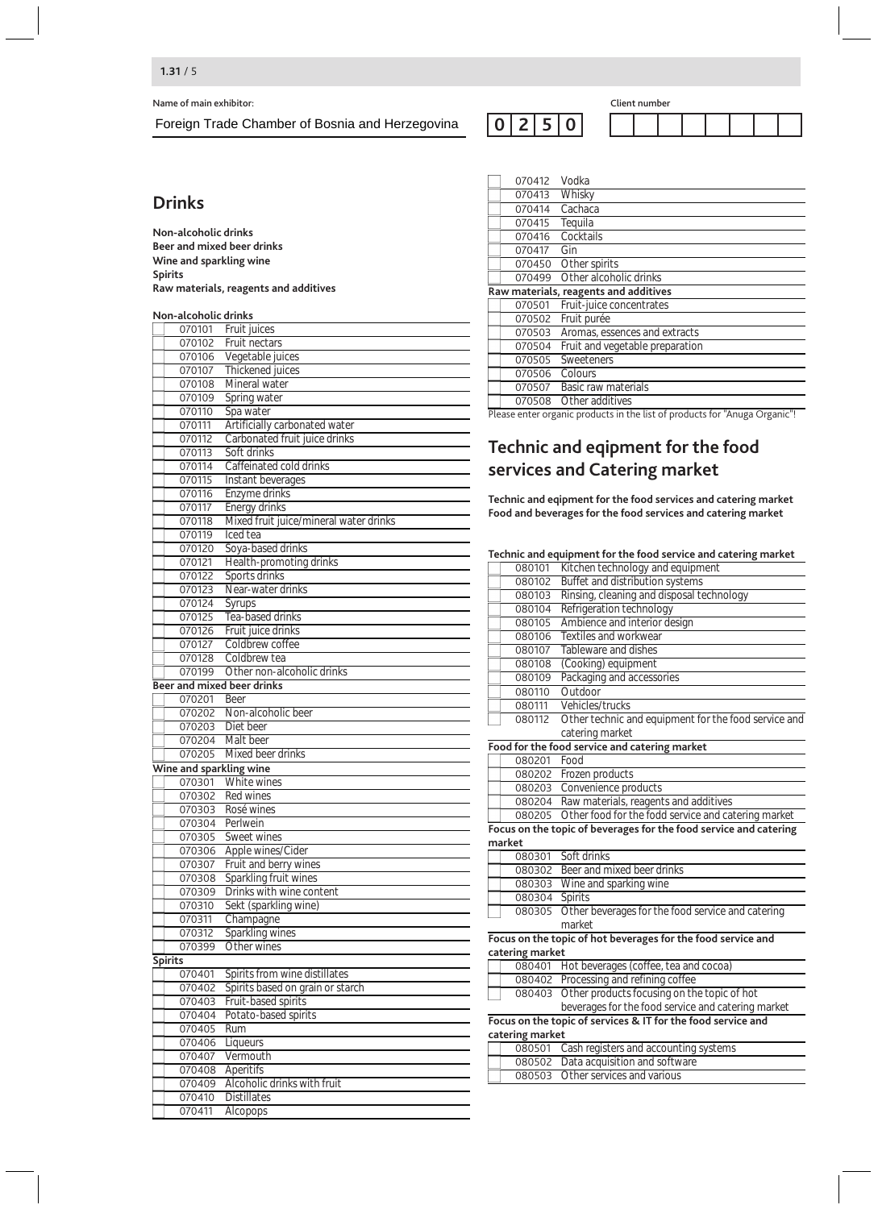1.31 / 5

Name of main exhibitor: Foreign Trade Chamber of Bosnia and Herzegovina | 0250 | Client number

## Drinks

**Non-alcoholic drinks**
**Beer and mixed beer drinks**
**Wine and sparkling wine**
**Spirits**
**Raw materials, reagents and additives**

**Non-alcoholic drinks**

- [ ] 070101 Fruit juices
- [ ] 070102 Fruit nectars
- [ ] 070106 Vegetable juices
- [ ] 070107 Thickened juices
- [ ] 070108 Mineral water
- [ ] 070109 Spring water
- [ ] 070110 Spa water
- [ ] 070111 Artificially carbonated water
- [ ] 070112 Carbonated fruit juice drinks
- [ ] 070113 Soft drinks
- [ ] 070114 Caffeinated cold drinks
- [ ] 070115 Instant beverages
- [ ] 070116 Enzyme drinks
- [ ] 070117 Energy drinks
- [ ] 070118 Mixed fruit juice/mineral water drinks
- [ ] 070119 Iced tea
- [ ] 070120 Soya-based drinks
- [ ] 070121 Health-promoting drinks
- [ ] 070122 Sports drinks
- [ ] 070123 Near-water drinks
- [ ] 070124 Syrups
- [ ] 070125 Tea-based drinks
- [ ] 070126 Fruit juice drinks
- [ ] 070127 Coldbrew coffee
- [ ] 070128 Coldbrew tea
- [ ] 070199 Other non-alcoholic drinks

**Beer and mixed beer drinks**

- [ ] 070201 Beer
- [ ] 070202 Non-alcoholic beer
- [ ] 070203 Diet beer
- [ ] 070204 Malt beer
- [ ] 070205 Mixed beer drinks

**Wine and sparkling wine**

- [ ] 070301 White wines
- [ ] 070302 Red wines
- [ ] 070303 Rosé wines
- [ ] 070304 Perlwein
- [ ] 070305 Sweet wines
- [ ] 070306 Apple wines/Cider
- [ ] 070307 Fruit and berry wines
- [ ] 070308 Sparkling fruit wines
- [ ] 070309 Drinks with wine content
- [ ] 070310 Sekt (sparkling wine)
- [ ] 070311 Champagne
- [ ] 070312 Sparkling wines
- [ ] 070399 Other wines

**Spirits**

- [ ] 070401 Spirits from wine distillates
- [ ] 070402 Spirits based on grain or starch
- [ ] 070403 Fruit-based spirits
- [ ] 070404 Potato-based spirits
- [ ] 070405 Rum
- [ ] 070406 Liqueurs
- [ ] 070407 Vermouth
- [ ] 070408 Aperitifs
- [ ] 070409 Alcoholic drinks with fruit
- [ ] 070410 Distillates
- [ ] 070411 Alcopops
- [ ] 070412 Vodka
- [ ] 070413 Whisky
- [ ] 070414 Cachaca
- [ ] 070415 Tequila
- [ ] 070416 Cocktails
- [ ] 070417 Gin
- [ ] 070450 Other spirits
- [ ] 070499 Other alcoholic drinks

**Raw materials, reagents and additives**

- [ ] 070501 Fruit-juice concentrates
- [ ] 070502 Fruit purée
- [ ] 070503 Aromas, essences and extracts
- [ ] 070504 Fruit and vegetable preparation
- [ ] 070505 Sweeteners
- [ ] 070506 Colours
- [ ] 070507 Basic raw materials
- [ ] 070508 Other additives

Please enter organic products in the list of products for "Anuga Organic"!

## Technic and eqipment for the food services and Catering market

**Technic and eqipment for the food services and catering market**
**Food and beverages for the food services and catering market**

**Technic and equipment for the food service and catering market**

- [ ] 080101 Kitchen technology and equipment
- [ ] 080102 Buffet and distribution systems
- [ ] 080103 Rinsing, cleaning and disposal technology
- [ ] 080104 Refrigeration technology
- [ ] 080105 Ambience and interior design
- [ ] 080106 Textiles and workwear
- [ ] 080107 Tableware and dishes
- [ ] 080108 (Cooking) equipment
- [ ] 080109 Packaging and accessories
- [ ] 080110 Outdoor
- [ ] 080111 Vehicles/trucks
- [ ] 080112 Other technic and equipment for the food service and catering market

**Food for the food service and catering market**

- [ ] 080201 Food
- [ ] 080202 Frozen products
- [ ] 080203 Convenience products
- [ ] 080204 Raw materials, reagents and additives
- [ ] 080205 Other food for the fodd service and catering market

**Focus on the topic of beverages for the food service and catering market**

- [ ] 080301 Soft drinks
- [ ] 080302 Beer and mixed beer drinks
- [ ] 080303 Wine and sparking wine
- [ ] 080304 Spirits
- [ ] 080305 Other beverages for the food service and catering market

**Focus on the topic of hot beverages for the food service and catering market**

- [ ] 080401 Hot beverages (coffee, tea and cocoa)
- [ ] 080402 Processing and refining coffee
- [ ] 080403 Other products focusing on the topic of hot beverages for the food service and catering market

**Focus on the topic of services & IT for the food service and catering market**

- [ ] 080501 Cash registers and accounting systems
- [ ] 080502 Data acquisition and software
- [ ] 080503 Other services and various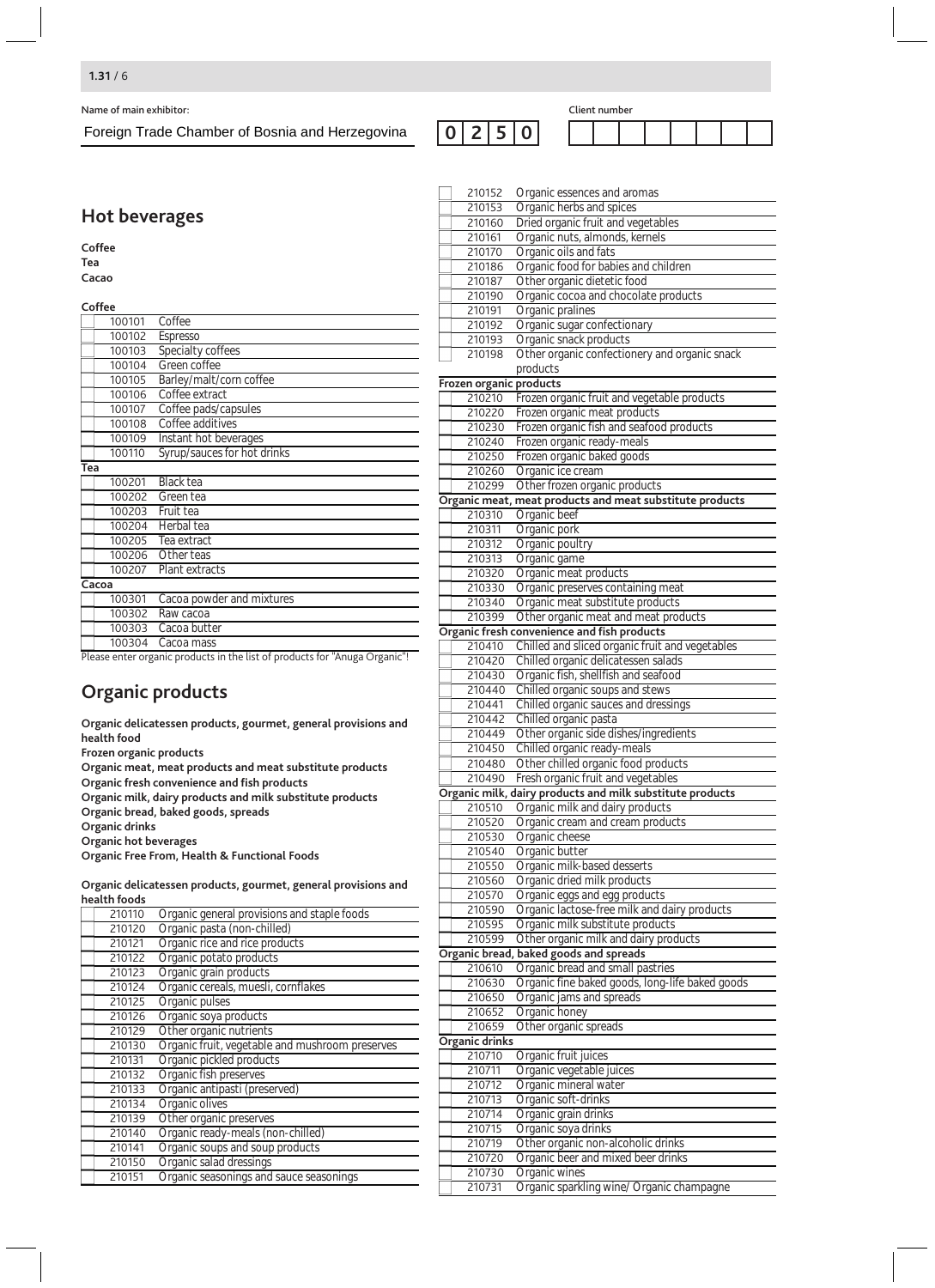Name of main exhibitor: Foreign Trade Chamber of Bosnia and Herzegovina | 0250

Client number

## Hot beverages

**Coffee**
**Tea**
**Cacao**

**Coffee**

| | Code | Product |
|---|---|---|
| | 100101 | Coffee |
| | 100102 | Espresso |
| | 100103 | Specialty coffees |
| | 100104 | Green coffee |
| | 100105 | Barley/malt/corn coffee |
| | 100106 | Coffee extract |
| | 100107 | Coffee pads/capsules |
| | 100108 | Coffee additives |
| | 100109 | Instant hot beverages |
| | 100110 | Syrup/sauces for hot drinks |

**Tea**

| | Code | Product |
|---|---|---|
| | 100201 | Black tea |
| | 100202 | Green tea |
| | 100203 | Fruit tea |
| | 100204 | Herbal tea |
| | 100205 | Tea extract |
| | 100206 | Other teas |
| | 100207 | Plant extracts |

**Cacoa**

| | Code | Product |
|---|---|---|
| | 100301 | Cacoa powder and mixtures |
| | 100302 | Raw cacoa |
| | 100303 | Cacoa butter |
| | 100304 | Cacoa mass |

Please enter organic products in the list of products for "Anuga Organic"!

## Organic products

**Organic delicatessen products, gourmet, general provisions and health food**
**Frozen organic products**
**Organic meat, meat products and meat substitute products**
**Organic fresh convenience and fish products**
**Organic milk, dairy products and milk substitute products**
**Organic bread, baked goods, spreads**
**Organic drinks**
**Organic hot beverages**
**Organic Free From, Health & Functional Foods**

**Organic delicatessen products, gourmet, general provisions and health foods**

| | Code | Product |
|---|---|---|
| | 210110 | Organic general provisions and staple foods |
| | 210120 | Organic pasta (non-chilled) |
| | 210121 | Organic rice and rice products |
| | 210122 | Organic potato products |
| | 210123 | Organic grain products |
| | 210124 | Organic cereals, muesli, cornflakes |
| | 210125 | Organic pulses |
| | 210126 | Organic soya products |
| | 210129 | Other organic nutrients |
| | 210130 | Organic fruit, vegetable and mushroom preserves |
| | 210131 | Organic pickled products |
| | 210132 | Organic fish preserves |
| | 210133 | Organic antipasti (preserved) |
| | 210134 | Organic olives |
| | 210139 | Other organic preserves |
| | 210140 | Organic ready-meals (non-chilled) |
| | 210141 | Organic soups and soup products |
| | 210150 | Organic salad dressings |
| | 210151 | Organic seasonings and sauce seasonings |
| | 210152 | Organic essences and aromas |
| | 210153 | Organic herbs and spices |
| | 210160 | Dried organic fruit and vegetables |
| | 210161 | Organic nuts, almonds, kernels |
| | 210170 | Organic oils and fats |
| | 210186 | Organic food for babies and children |
| | 210187 | Other organic dietetic food |
| | 210190 | Organic cocoa and chocolate products |
| | 210191 | Organic pralines |
| | 210192 | Organic sugar confectionary |
| | 210193 | Organic snack products |
| | 210198 | Other organic confectionery and organic snack products |

**Frozen organic products**

| | Code | Product |
|---|---|---|
| | 210210 | Frozen organic fruit and vegetable products |
| | 210220 | Frozen organic meat products |
| | 210230 | Frozen organic fish and seafood products |
| | 210240 | Frozen organic ready-meals |
| | 210250 | Frozen organic baked goods |
| | 210260 | Organic ice cream |
| | 210299 | Other frozen organic products |

**Organic meat, meat products and meat substitute products**

| | Code | Product |
|---|---|---|
| | 210310 | Organic beef |
| | 210311 | Organic pork |
| | 210312 | Organic poultry |
| | 210313 | Organic game |
| | 210320 | Organic meat products |
| | 210330 | Organic preserves containing meat |
| | 210340 | Organic meat substitute products |
| | 210399 | Other organic meat and meat products |

**Organic fresh convenience and fish products**

| | Code | Product |
|---|---|---|
| | 210410 | Chilled and sliced organic fruit and vegetables |
| | 210420 | Chilled organic delicatessen salads |
| | 210430 | Organic fish, shellfish and seafood |
| | 210440 | Chilled organic soups and stews |
| | 210441 | Chilled organic sauces and dressings |
| | 210442 | Chilled organic pasta |
| | 210449 | Other organic side dishes/ingredients |
| | 210450 | Chilled organic ready-meals |
| | 210480 | Other chilled organic food products |
| | 210490 | Fresh organic fruit and vegetables |

**Organic milk, dairy products and milk substitute products**

| | Code | Product |
|---|---|---|
| | 210510 | Organic milk and dairy products |
| | 210520 | Organic cream and cream products |
| | 210530 | Organic cheese |
| | 210540 | Organic butter |
| | 210550 | Organic milk-based desserts |
| | 210560 | Organic dried milk products |
| | 210570 | Organic eggs and egg products |
| | 210590 | Organic lactose-free milk and dairy products |
| | 210595 | Organic milk substitute products |
| | 210599 | Other organic milk and dairy products |

**Organic bread, baked goods and spreads**

| | Code | Product |
|---|---|---|
| | 210610 | Organic bread and small pastries |
| | 210630 | Organic fine baked goods, long-life baked goods |
| | 210650 | Organic jams and spreads |
| | 210652 | Organic honey |
| | 210659 | Other organic spreads |

**Organic drinks**

| | Code | Product |
|---|---|---|
| | 210710 | Organic fruit juices |
| | 210711 | Organic vegetable juices |
| | 210712 | Organic mineral water |
| | 210713 | Organic soft-drinks |
| | 210714 | Organic grain drinks |
| | 210715 | Organic soya drinks |
| | 210719 | Other organic non-alcoholic drinks |
| | 210720 | Organic beer and mixed beer drinks |
| | 210730 | Organic wines |
| | 210731 | Organic sparkling wine/ Organic champagne |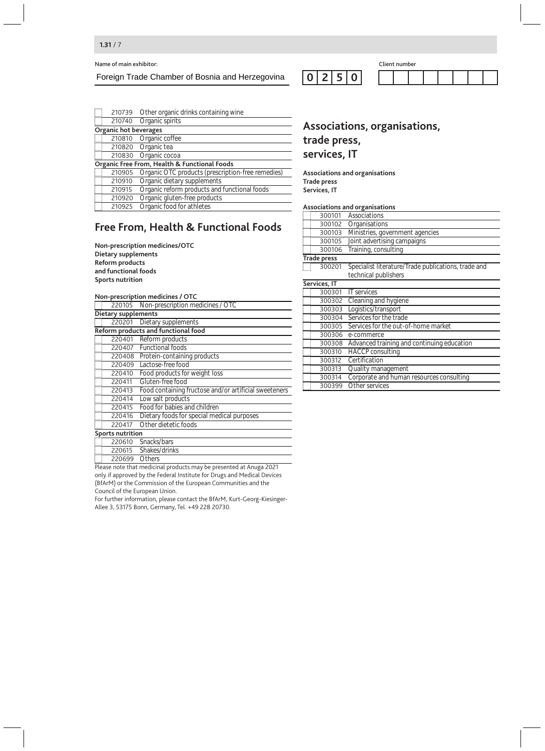Name of main exhibitor:

Foreign Trade Chamber of Bosnia and Herzegovina **0 2 5 0**

Client number

| | | |
|---|---|---|
| ☐ | 210739 | Other organic drinks containing wine |
| ☐ | 210740 | Organic spirits |
| **Organic hot beverages** | | |
| ☐ | 210810 | Organic coffee |
| ☐ | 210820 | Organic tea |
| ☐ | 210830 | Organic cocoa |
| **Organic Free From, Health & Functional Foods** | | |
| ☐ | 210905 | Organic OTC products (prescription-free remedies) |
| ☐ | 210910 | Organic dietary supplements |
| ☐ | 210915 | Organic reform products and functional foods |
| ☐ | 210920 | Organic gluten-free products |
| ☐ | 210925 | Organic food for athletes |

## Free From, Health & Functional Foods

**Non-prescription medicines/OTC**
**Dietary supplements**
**Reform products and functional foods**
**Sports nutrition**

**Non-prescription medicines / OTC**

| | | |
|---|---|---|
| ☐ | 220105 | Non-prescription medicines / OTC |
| **Dietary supplements** | | |
| ☐ | 220201 | Dietary supplements |
| **Reform products and functional food** | | |
| ☐ | 220401 | Reform products |
| ☐ | 220407 | Functional foods |
| ☐ | 220408 | Protein-containing products |
| ☐ | 220409 | Lactose-free food |
| ☐ | 220410 | Food products for weight loss |
| ☐ | 220411 | Gluten-free food |
| ☐ | 220413 | Food containing fructose and/or artificial sweeteners |
| ☐ | 220414 | Low salt products |
| ☐ | 220415 | Food for babies and children |
| ☐ | 220416 | Dietary foods for special medical purposes |
| ☐ | 220417 | Other dietetic foods |
| **Sports nutrition** | | |
| ☐ | 220610 | Snacks/bars |
| ☐ | 220615 | Shakes/drinks |
| ☐ | 220699 | Others |

Please note that medicinal products may be presented at Anuga 2021 only if approved by the Federal Institute for Drugs and Medical Devices (BfArM) or the Commission of the European Communities and the Council of the European Union.
For further information, please contact the BfArM, Kurt-Georg-Kiesinger-Allee 3, 53175 Bonn, Germany, Tel. +49 228 20730.

## Associations, organisations, trade press, services, IT

**Associations and organisations**
**Trade press**
**Services, IT**

**Associations and organisations**

| | | |
|---|---|---|
| ☐ | 300101 | Associations |
| ☐ | 300102 | Organisations |
| ☐ | 300103 | Ministries, government agencies |
| ☐ | 300105 | Joint advertising campaigns |
| ☐ | 300106 | Training, consulting |
| **Trade press** | | |
| ☐ | 300201 | Specialist literature/Trade publications, trade and technical publishers |
| **Services, IT** | | |
| ☐ | 300301 | IT services |
| ☐ | 300302 | Cleaning and hygiene |
| ☐ | 300303 | Logistics/transport |
| ☐ | 300304 | Services for the trade |
| ☐ | 300305 | Services for the out-of-home market |
| ☐ | 300306 | e-commerce |
| ☐ | 300308 | Advanced training and continuing education |
| ☐ | 300310 | HACCP consulting |
| ☐ | 300312 | Certification |
| ☐ | 300313 | Quality management |
| ☐ | 300314 | Corporate and human resources consulting |
| ☐ | 300399 | Other services |